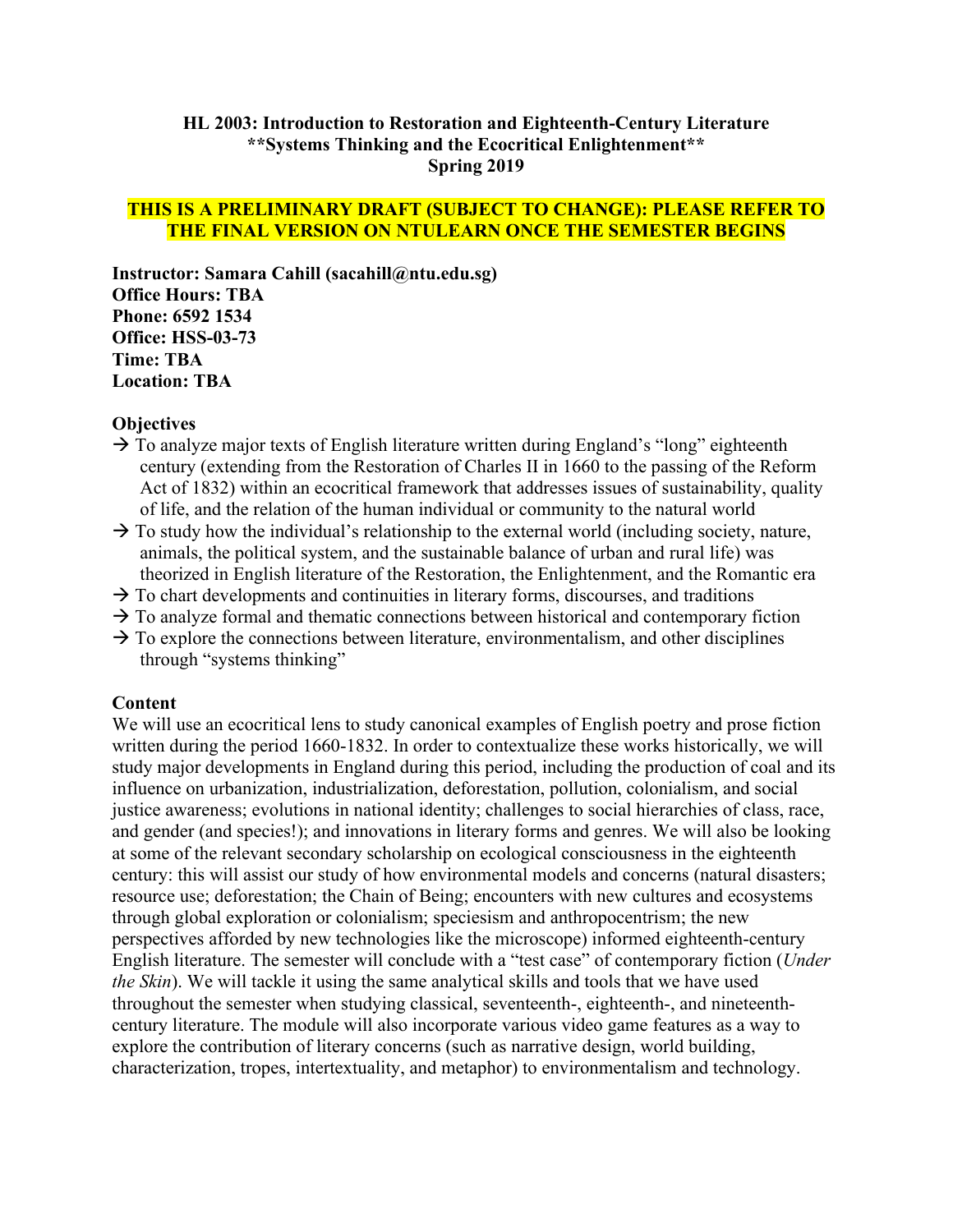**HL 2003: Introduction to Restoration and Eighteenth-Century Literature**
**\*\*Systems Thinking and the Ecocritical Enlightenment\*\***
**Spring 2019**

**THIS IS A PRELIMINARY DRAFT (SUBJECT TO CHANGE): PLEASE REFER TO THE FINAL VERSION ON NTULEARN ONCE THE SEMESTER BEGINS**

**Instructor: Samara Cahill (sacahill@ntu.edu.sg)**
**Office Hours: TBA**
**Phone: 6592 1534**
**Office: HSS-03-73**
**Time: TBA**
**Location: TBA**

**Objectives**

→ To analyze major texts of English literature written during England's "long" eighteenth century (extending from the Restoration of Charles II in 1660 to the passing of the Reform Act of 1832) within an ecocritical framework that addresses issues of sustainability, quality of life, and the relation of the human individual or community to the natural world

→ To study how the individual's relationship to the external world (including society, nature, animals, the political system, and the sustainable balance of urban and rural life) was theorized in English literature of the Restoration, the Enlightenment, and the Romantic era

→ To chart developments and continuities in literary forms, discourses, and traditions

→ To analyze formal and thematic connections between historical and contemporary fiction

→ To explore the connections between literature, environmentalism, and other disciplines through "systems thinking"

**Content**

We will use an ecocritical lens to study canonical examples of English poetry and prose fiction written during the period 1660-1832. In order to contextualize these works historically, we will study major developments in England during this period, including the production of coal and its influence on urbanization, industrialization, deforestation, pollution, colonialism, and social justice awareness; evolutions in national identity; challenges to social hierarchies of class, race, and gender (and species!); and innovations in literary forms and genres. We will also be looking at some of the relevant secondary scholarship on ecological consciousness in the eighteenth century: this will assist our study of how environmental models and concerns (natural disasters; resource use; deforestation; the Chain of Being; encounters with new cultures and ecosystems through global exploration or colonialism; speciesism and anthropocentrism; the new perspectives afforded by new technologies like the microscope) informed eighteenth-century English literature. The semester will conclude with a "test case" of contemporary fiction (*Under the Skin*). We will tackle it using the same analytical skills and tools that we have used throughout the semester when studying classical, seventeenth-, eighteenth-, and nineteenth-century literature. The module will also incorporate various video game features as a way to explore the contribution of literary concerns (such as narrative design, world building, characterization, tropes, intertextuality, and metaphor) to environmentalism and technology.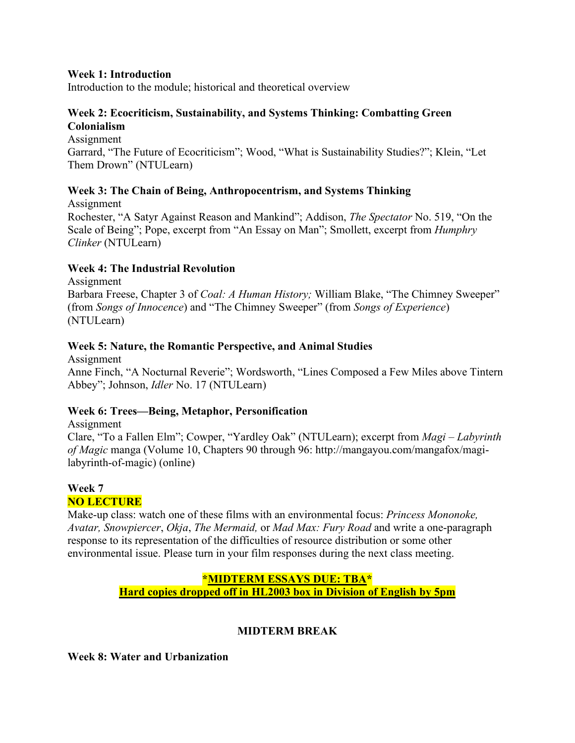**Week 1: Introduction**
Introduction to the module; historical and theoretical overview

**Week 2: Ecocriticism, Sustainability, and Systems Thinking: Combatting Green Colonialism**
Assignment
Garrard, "The Future of Ecocriticism"; Wood, "What is Sustainability Studies?"; Klein, "Let Them Drown" (NTULearn)

**Week 3: The Chain of Being, Anthropocentrism, and Systems Thinking**
Assignment
Rochester, "A Satyr Against Reason and Mankind"; Addison, *The Spectator* No. 519, "On the Scale of Being"; Pope, excerpt from "An Essay on Man"; Smollett, excerpt from *Humphry Clinker* (NTULearn)

**Week 4: The Industrial Revolution**
Assignment
Barbara Freese, Chapter 3 of *Coal: A Human History;* William Blake, "The Chimney Sweeper" (from *Songs of Innocence*) and "The Chimney Sweeper" (from *Songs of Experience*) (NTULearn)

**Week 5: Nature, the Romantic Perspective, and Animal Studies**
Assignment
Anne Finch, "A Nocturnal Reverie"; Wordsworth, "Lines Composed a Few Miles above Tintern Abbey"; Johnson, *Idler* No. 17 (NTULearn)

**Week 6: Trees—Being, Metaphor, Personification**
Assignment
Clare, "To a Fallen Elm"; Cowper, "Yardley Oak" (NTULearn); excerpt from *Magi – Labyrinth of Magic* manga (Volume 10, Chapters 90 through 96: http://mangayou.com/mangafox/magi-labyrinth-of-magic) (online)

**Week 7**
**NO LECTURE**
Make-up class: watch one of these films with an environmental focus: *Princess Mononoke, Avatar, Snowpiercer*, *Okja*, *The Mermaid,* or *Mad Max: Fury Road* and write a one-paragraph response to its representation of the difficulties of resource distribution or some other environmental issue. Please turn in your film responses during the next class meeting.

**\*MIDTERM ESSAYS DUE: TBA\***
**Hard copies dropped off in HL2003 box in Division of English by 5pm**

**MIDTERM BREAK**

**Week 8: Water and Urbanization**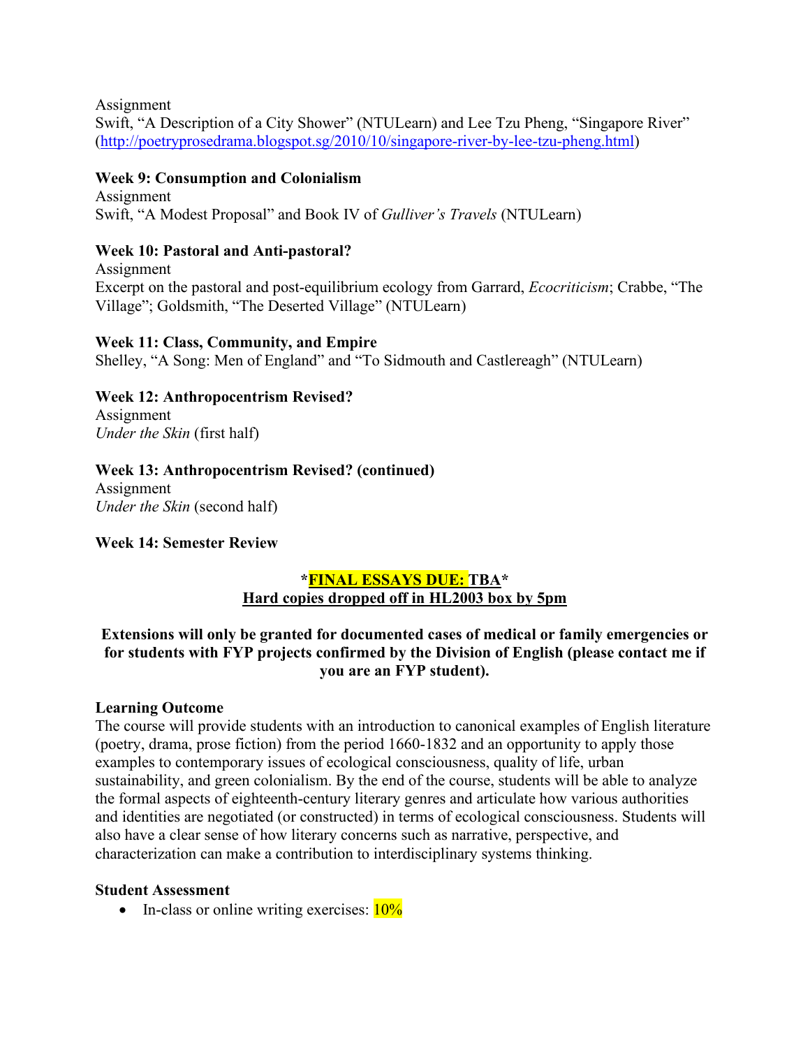Assignment
Swift, "A Description of a City Shower" (NTULearn) and Lee Tzu Pheng, "Singapore River" (http://poetryprosedrama.blogspot.sg/2010/10/singapore-river-by-lee-tzu-pheng.html)

**Week 9: Consumption and Colonialism**
Assignment
Swift, "A Modest Proposal" and Book IV of *Gulliver's Travels* (NTULearn)

**Week 10: Pastoral and Anti-pastoral?**
Assignment
Excerpt on the pastoral and post-equilibrium ecology from Garrard, *Ecocriticism*; Crabbe, "The Village"; Goldsmith, "The Deserted Village" (NTULearn)

**Week 11: Class, Community, and Empire**
Shelley, "A Song: Men of England" and "To Sidmouth and Castlereagh" (NTULearn)

**Week 12: Anthropocentrism Revised?**
Assignment
*Under the Skin* (first half)

**Week 13: Anthropocentrism Revised? (continued)**
Assignment
*Under the Skin* (second half)

**Week 14: Semester Review**

**\*FINAL ESSAYS DUE: TBA\***
**Hard copies dropped off in HL2003 box by 5pm**

**Extensions will only be granted for documented cases of medical or family emergencies or for students with FYP projects confirmed by the Division of English (please contact me if you are an FYP student).**

**Learning Outcome**
The course will provide students with an introduction to canonical examples of English literature (poetry, drama, prose fiction) from the period 1660-1832 and an opportunity to apply those examples to contemporary issues of ecological consciousness, quality of life, urban sustainability, and green colonialism. By the end of the course, students will be able to analyze the formal aspects of eighteenth-century literary genres and articulate how various authorities and identities are negotiated (or constructed) in terms of ecological consciousness. Students will also have a clear sense of how literary concerns such as narrative, perspective, and characterization can make a contribution to interdisciplinary systems thinking.

**Student Assessment**

- In-class or online writing exercises: 10%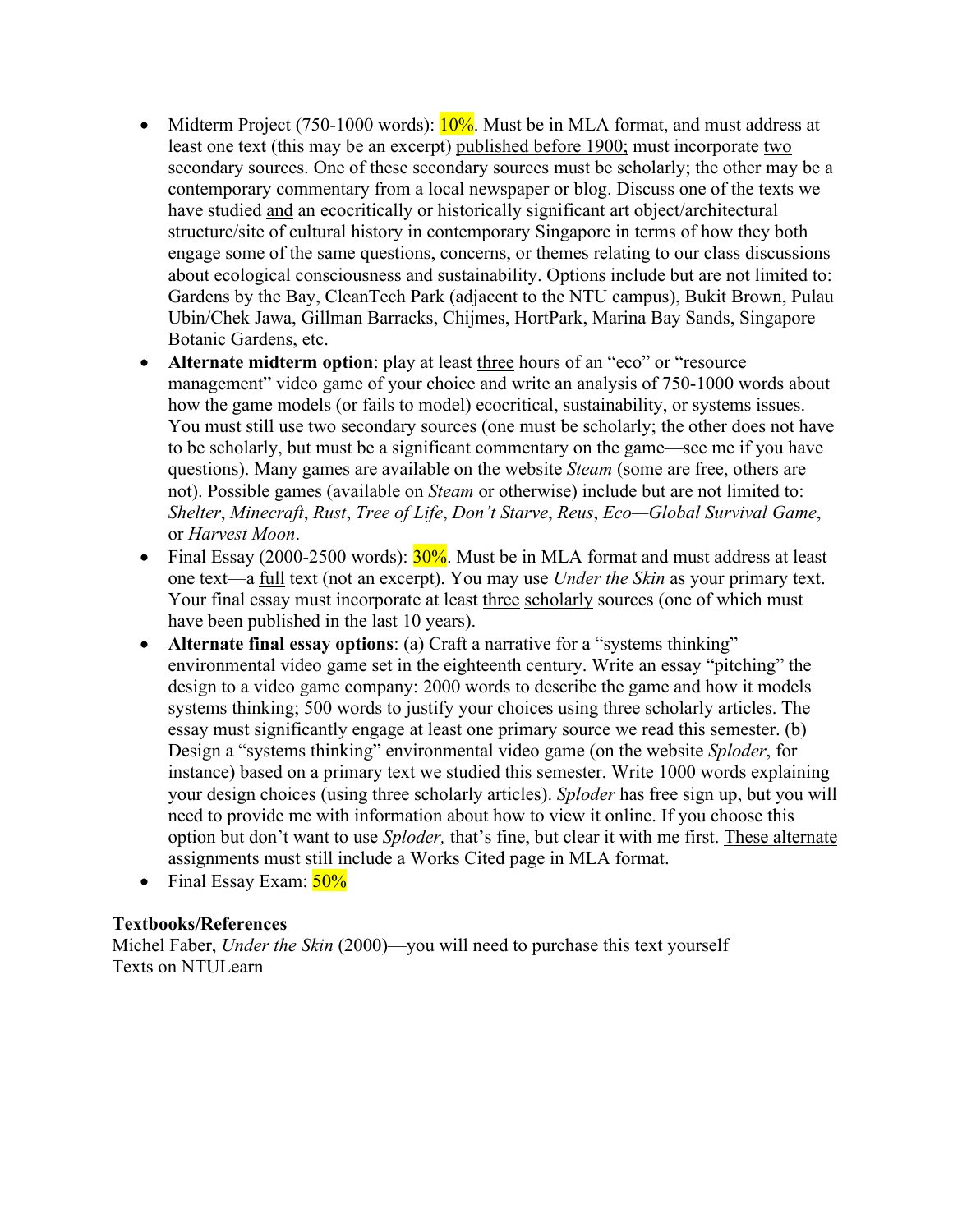- Midterm Project (750-1000 words): 10%. Must be in MLA format, and must address at least one text (this may be an excerpt) published before 1900; must incorporate two secondary sources. One of these secondary sources must be scholarly; the other may be a contemporary commentary from a local newspaper or blog. Discuss one of the texts we have studied and an ecocritically or historically significant art object/architectural structure/site of cultural history in contemporary Singapore in terms of how they both engage some of the same questions, concerns, or themes relating to our class discussions about ecological consciousness and sustainability. Options include but are not limited to: Gardens by the Bay, CleanTech Park (adjacent to the NTU campus), Bukit Brown, Pulau Ubin/Chek Jawa, Gillman Barracks, Chijmes, HortPark, Marina Bay Sands, Singapore Botanic Gardens, etc.
- **Alternate midterm option**: play at least three hours of an "eco" or "resource management" video game of your choice and write an analysis of 750-1000 words about how the game models (or fails to model) ecocritical, sustainability, or systems issues. You must still use two secondary sources (one must be scholarly; the other does not have to be scholarly, but must be a significant commentary on the game—see me if you have questions). Many games are available on the website *Steam* (some are free, others are not). Possible games (available on *Steam* or otherwise) include but are not limited to: *Shelter*, *Minecraft*, *Rust*, *Tree of Life*, *Don't Starve*, *Reus*, *Eco—Global Survival Game*, or *Harvest Moon*.
- Final Essay (2000-2500 words): 30%. Must be in MLA format and must address at least one text—a full text (not an excerpt). You may use *Under the Skin* as your primary text. Your final essay must incorporate at least three scholarly sources (one of which must have been published in the last 10 years).
- **Alternate final essay options**: (a) Craft a narrative for a "systems thinking" environmental video game set in the eighteenth century. Write an essay "pitching" the design to a video game company: 2000 words to describe the game and how it models systems thinking; 500 words to justify your choices using three scholarly articles. The essay must significantly engage at least one primary source we read this semester. (b) Design a "systems thinking" environmental video game (on the website *Sploder*, for instance) based on a primary text we studied this semester. Write 1000 words explaining your design choices (using three scholarly articles). *Sploder* has free sign up, but you will need to provide me with information about how to view it online. If you choose this option but don't want to use *Sploder,* that's fine, but clear it with me first. These alternate assignments must still include a Works Cited page in MLA format.
- Final Essay Exam: 50%

**Textbooks/References**

Michel Faber, *Under the Skin* (2000)—you will need to purchase this text yourself
Texts on NTULearn